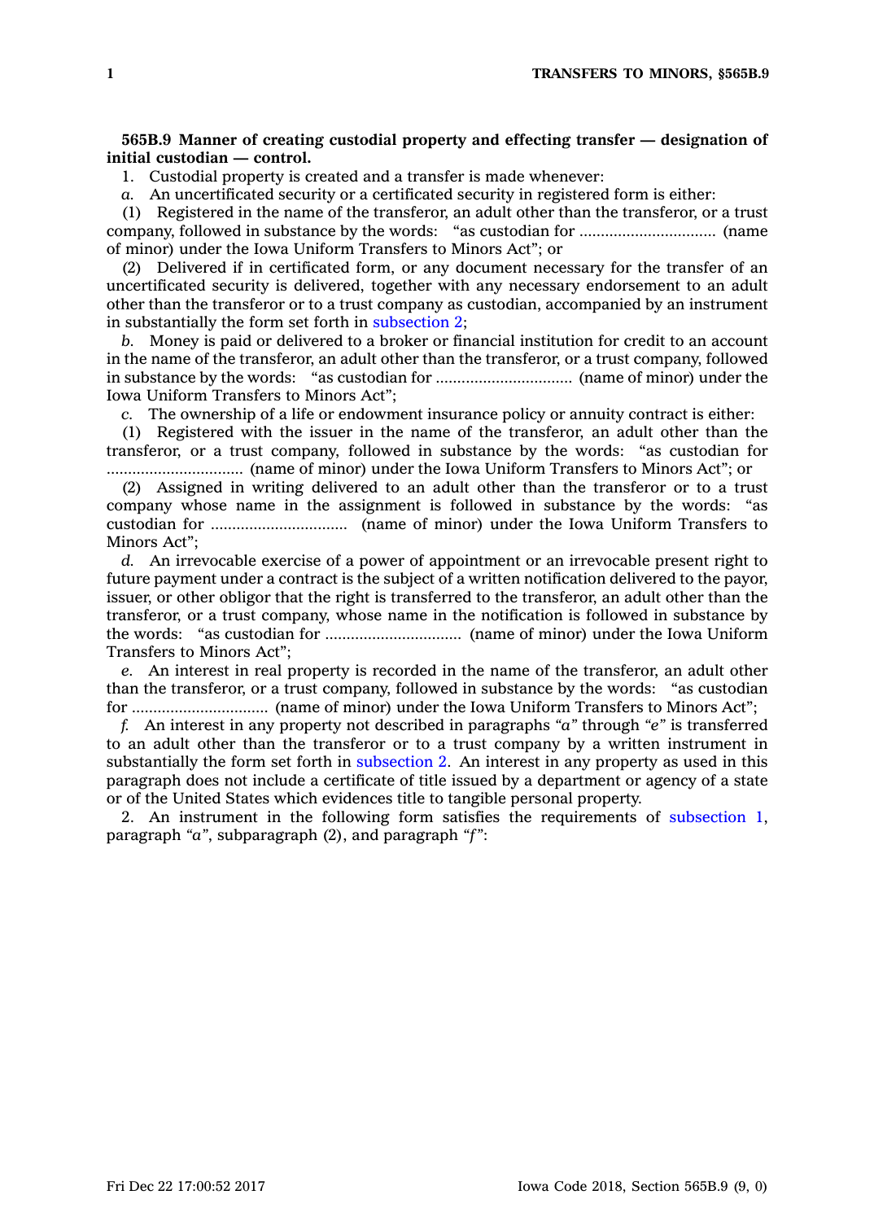**565B.9 Manner of creating custodial property and effecting transfer — designation of initial custodian — control.**

1. Custodial property is created and a transfer is made whenever:

*a.* An uncertificated security or a certificated security in registered form is either:

(1) Registered in the name of the transferor, an adult other than the transferor, or a trust company, followed in substance by the words: "as custodian for ................................ (name of minor) under the Iowa Uniform Transfers to Minors Act"; or

(2) Delivered if in certificated form, or any document necessary for the transfer of an uncertificated security is delivered, together with any necessary endorsement to an adult other than the transferor or to a trust company as custodian, accompanied by an instrument in substantially the form set forth in subsection 2;

*b.* Money is paid or delivered to a broker or financial institution for credit to an account in the name of the transferor, an adult other than the transferor, or a trust company, followed in substance by the words: "as custodian for ................................ (name of minor) under the Iowa Uniform Transfers to Minors Act";

*c.* The ownership of a life or endowment insurance policy or annuity contract is either:

(1) Registered with the issuer in the name of the transferor, an adult other than the transferor, or a trust company, followed in substance by the words: "as custodian for ................................ (name of minor) under the Iowa Uniform Transfers to Minors Act"; or

(2) Assigned in writing delivered to an adult other than the transferor or to a trust company whose name in the assignment is followed in substance by the words: "as custodian for ................................ (name of minor) under the Iowa Uniform Transfers to Minors Act";

*d.* An irrevocable exercise of a power of appointment or an irrevocable present right to future payment under a contract is the subject of a written notification delivered to the payor, issuer, or other obligor that the right is transferred to the transferor, an adult other than the transferor, or a trust company, whose name in the notification is followed in substance by the words: "as custodian for ................................ (name of minor) under the Iowa Uniform Transfers to Minors Act";

*e.* An interest in real property is recorded in the name of the transferor, an adult other than the transferor, or a trust company, followed in substance by the words: "as custodian for ................................ (name of minor) under the Iowa Uniform Transfers to Minors Act";

*f.* An interest in any property not described in paragraphs *"a"* through *"e"* is transferred to an adult other than the transferor or to a trust company by a written instrument in substantially the form set forth in subsection 2. An interest in any property as used in this paragraph does not include a certificate of title issued by a department or agency of a state or of the United States which evidences title to tangible personal property.

2. An instrument in the following form satisfies the requirements of subsection 1, paragraph *"a"*, subparagraph (2), and paragraph *"f"*: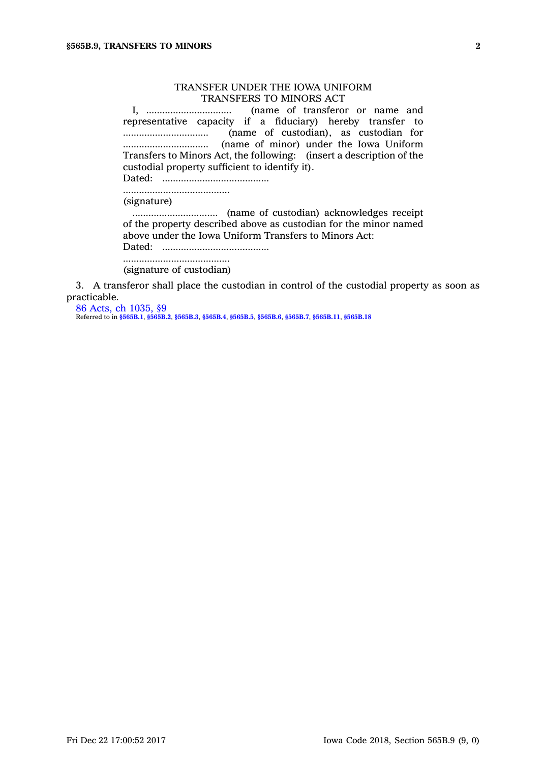TRANSFER UNDER THE IOWA UNIFORM
TRANSFERS TO MINORS ACT

I, ................................ (name of transferor or name and representative capacity if a fiduciary) hereby transfer to ................................ (name of custodian), as custodian for ................................ (name of minor) under the Iowa Uniform Transfers to Minors Act, the following: (insert a description of the custodial property sufficient to identify it).

Dated: ........................................

........................................
(signature)

................................ (name of custodian) acknowledges receipt of the property described above as custodian for the minor named above under the Iowa Uniform Transfers to Minors Act:

Dated: ........................................

........................................
(signature of custodian)

3. A transferor shall place the custodian in control of the custodial property as soon as practicable.

86 Acts, ch 1035, §9

Referred to in §565B.1, §565B.2, §565B.3, §565B.4, §565B.5, §565B.6, §565B.7, §565B.11, §565B.18